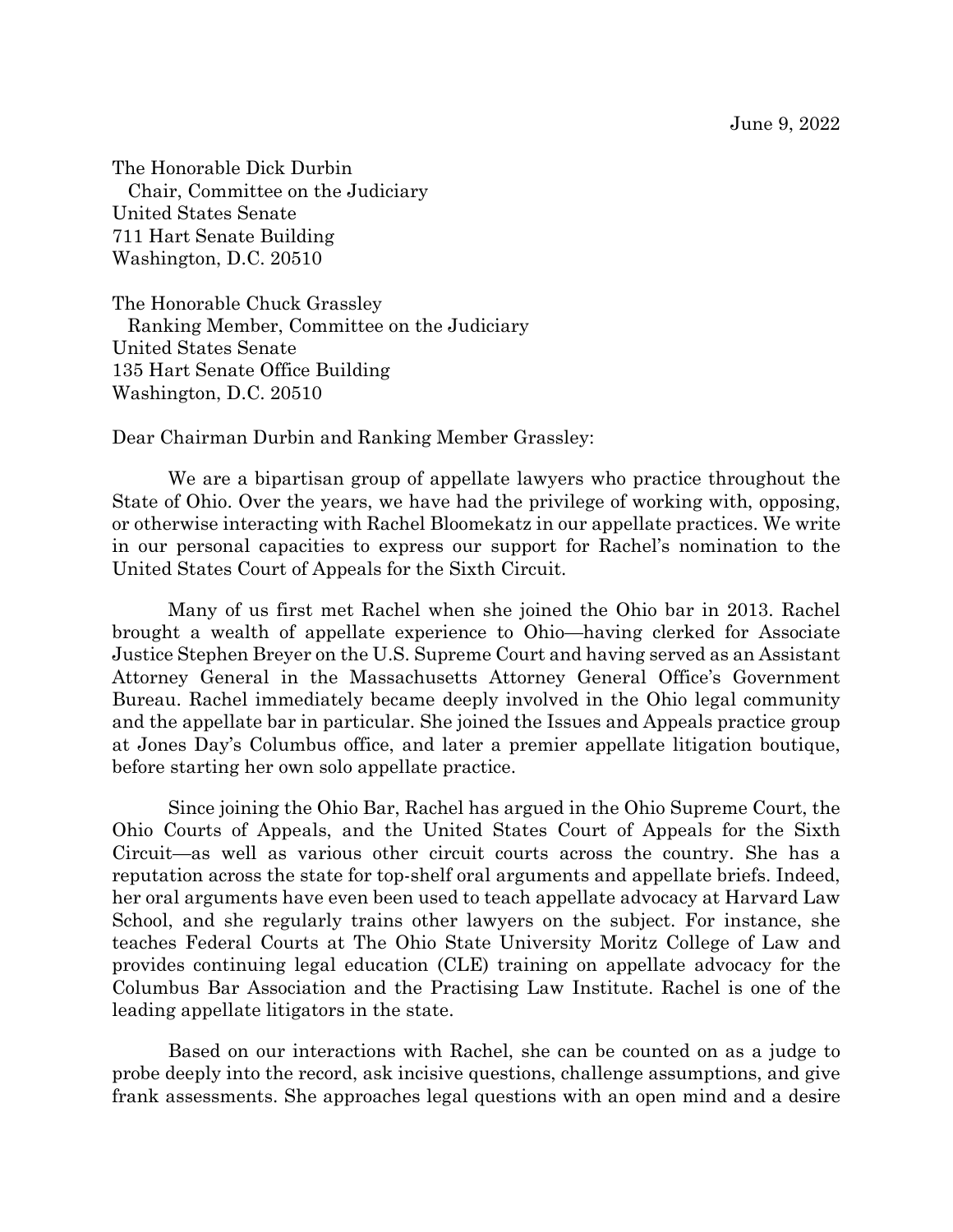June 9, 2022

The Honorable Dick Durbin
Chair, Committee on the Judiciary
United States Senate
711 Hart Senate Building
Washington, D.C. 20510

The Honorable Chuck Grassley
Ranking Member, Committee on the Judiciary
United States Senate
135 Hart Senate Office Building
Washington, D.C. 20510

Dear Chairman Durbin and Ranking Member Grassley:

We are a bipartisan group of appellate lawyers who practice throughout the State of Ohio. Over the years, we have had the privilege of working with, opposing, or otherwise interacting with Rachel Bloomekatz in our appellate practices. We write in our personal capacities to express our support for Rachel's nomination to the United States Court of Appeals for the Sixth Circuit.

Many of us first met Rachel when she joined the Ohio bar in 2013. Rachel brought a wealth of appellate experience to Ohio—having clerked for Associate Justice Stephen Breyer on the U.S. Supreme Court and having served as an Assistant Attorney General in the Massachusetts Attorney General Office's Government Bureau. Rachel immediately became deeply involved in the Ohio legal community and the appellate bar in particular. She joined the Issues and Appeals practice group at Jones Day's Columbus office, and later a premier appellate litigation boutique, before starting her own solo appellate practice.

Since joining the Ohio Bar, Rachel has argued in the Ohio Supreme Court, the Ohio Courts of Appeals, and the United States Court of Appeals for the Sixth Circuit—as well as various other circuit courts across the country. She has a reputation across the state for top-shelf oral arguments and appellate briefs. Indeed, her oral arguments have even been used to teach appellate advocacy at Harvard Law School, and she regularly trains other lawyers on the subject. For instance, she teaches Federal Courts at The Ohio State University Moritz College of Law and provides continuing legal education (CLE) training on appellate advocacy for the Columbus Bar Association and the Practising Law Institute. Rachel is one of the leading appellate litigators in the state.

Based on our interactions with Rachel, she can be counted on as a judge to probe deeply into the record, ask incisive questions, challenge assumptions, and give frank assessments. She approaches legal questions with an open mind and a desire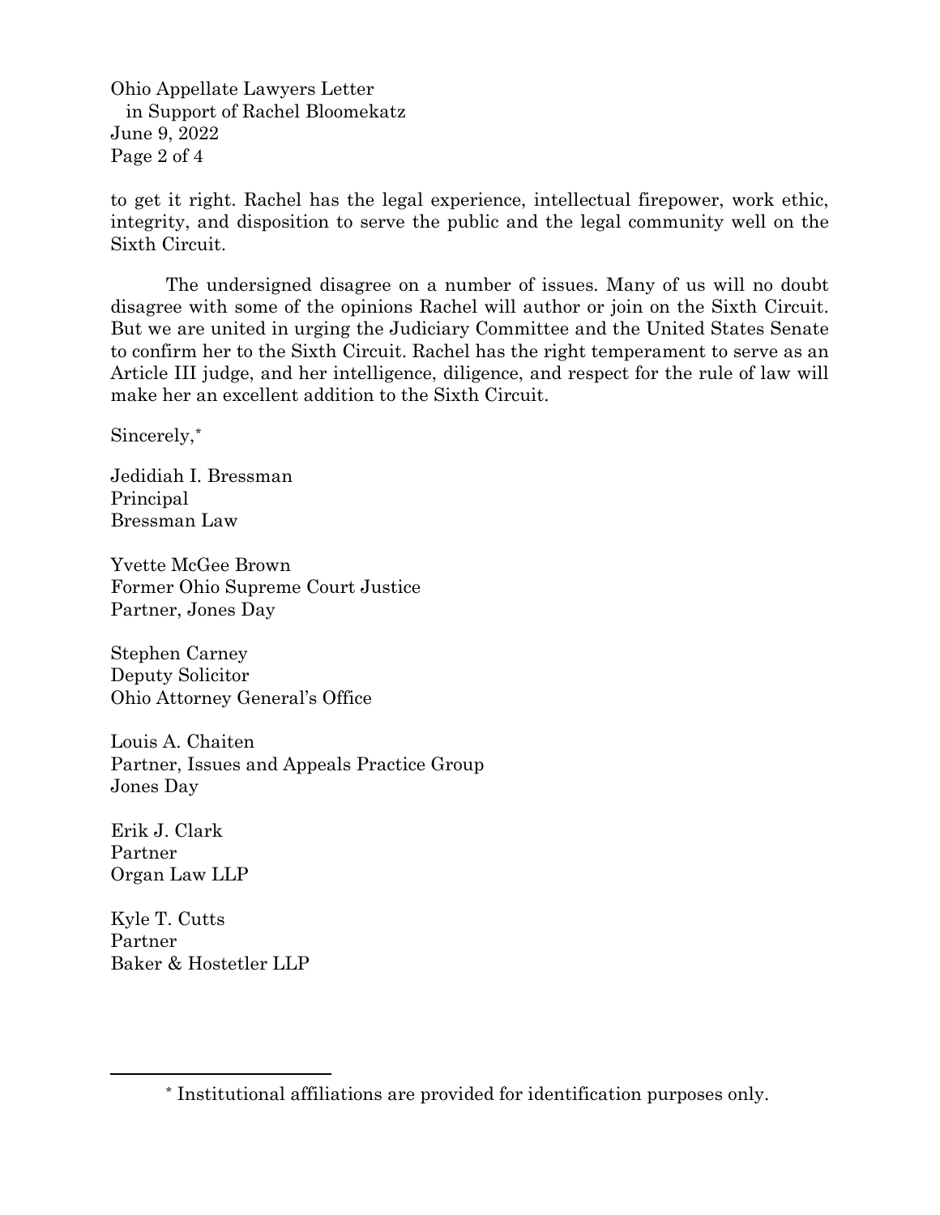to get it right. Rachel has the legal experience, intellectual firepower, work ethic, integrity, and disposition to serve the public and the legal community well on the Sixth Circuit.

The undersigned disagree on a number of issues. Many of us will no doubt disagree with some of the opinions Rachel will author or join on the Sixth Circuit. But we are united in urging the Judiciary Committee and the United States Senate to confirm her to the Sixth Circuit. Rachel has the right temperament to serve as an Article III judge, and her intelligence, diligence, and respect for the rule of law will make her an excellent addition to the Sixth Circuit.

Sincerely,*

Jedidiah I. Bressman
Principal
Bressman Law

Yvette McGee Brown
Former Ohio Supreme Court Justice
Partner, Jones Day

Stephen Carney
Deputy Solicitor
Ohio Attorney General's Office

Louis A. Chaiten
Partner, Issues and Appeals Practice Group
Jones Day

Erik J. Clark
Partner
Organ Law LLP

Kyle T. Cutts
Partner
Baker & Hostetler LLP

---

* Institutional affiliations are provided for identification purposes only.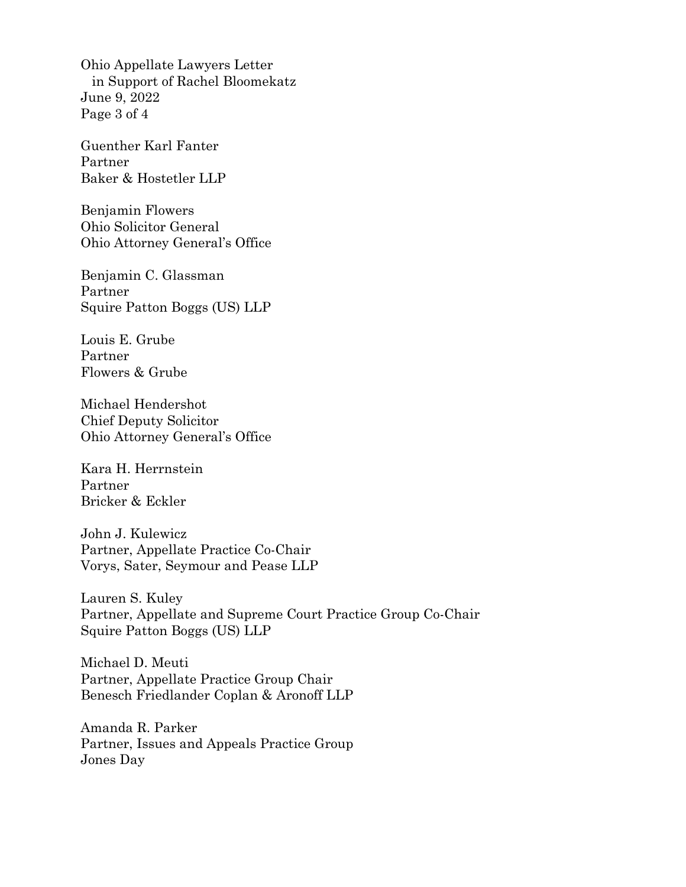Guenther Karl Fanter
Partner
Baker & Hostetler LLP

Benjamin Flowers
Ohio Solicitor General
Ohio Attorney General's Office

Benjamin C. Glassman
Partner
Squire Patton Boggs (US) LLP

Louis E. Grube
Partner
Flowers & Grube

Michael Hendershot
Chief Deputy Solicitor
Ohio Attorney General's Office

Kara H. Herrnstein
Partner
Bricker & Eckler

John J. Kulewicz
Partner, Appellate Practice Co-Chair
Vorys, Sater, Seymour and Pease LLP

Lauren S. Kuley
Partner, Appellate and Supreme Court Practice Group Co-Chair
Squire Patton Boggs (US) LLP

Michael D. Meuti
Partner, Appellate Practice Group Chair
Benesch Friedlander Coplan & Aronoff LLP

Amanda R. Parker
Partner, Issues and Appeals Practice Group
Jones Day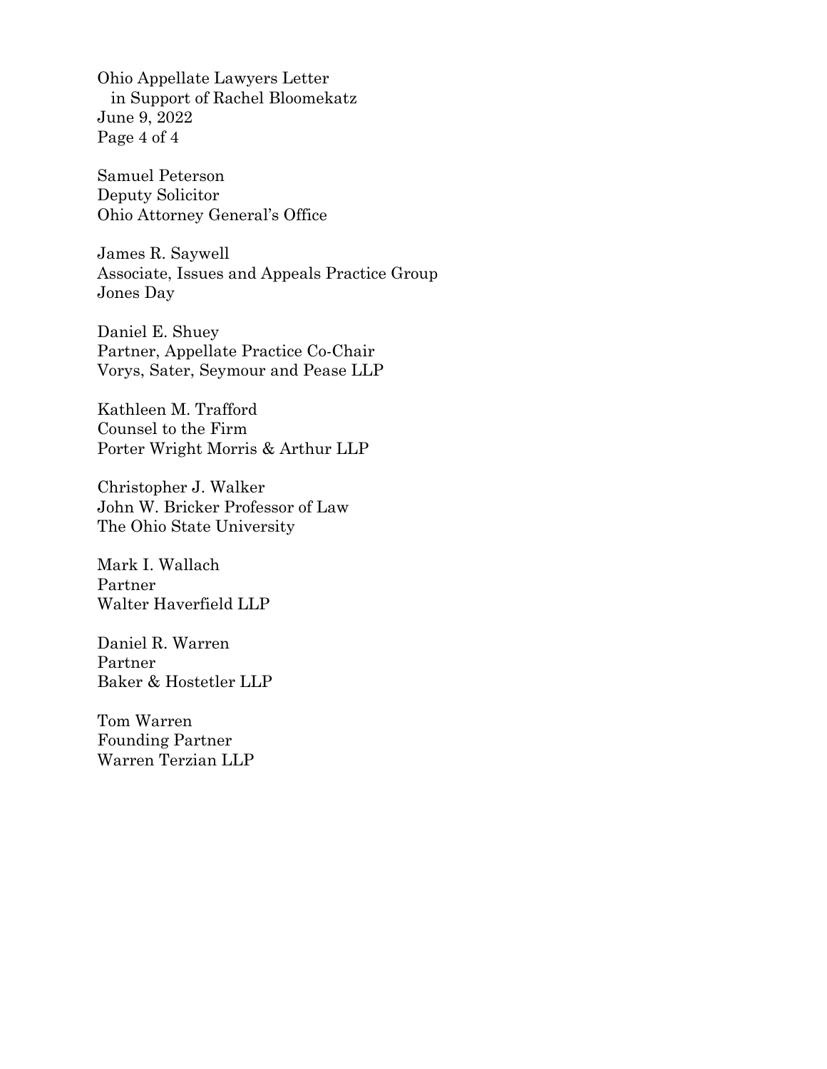Samuel Peterson
Deputy Solicitor
Ohio Attorney General's Office

James R. Saywell
Associate, Issues and Appeals Practice Group
Jones Day

Daniel E. Shuey
Partner, Appellate Practice Co-Chair
Vorys, Sater, Seymour and Pease LLP

Kathleen M. Trafford
Counsel to the Firm
Porter Wright Morris & Arthur LLP

Christopher J. Walker
John W. Bricker Professor of Law
The Ohio State University

Mark I. Wallach
Partner
Walter Haverfield LLP

Daniel R. Warren
Partner
Baker & Hostetler LLP

Tom Warren
Founding Partner
Warren Terzian LLP